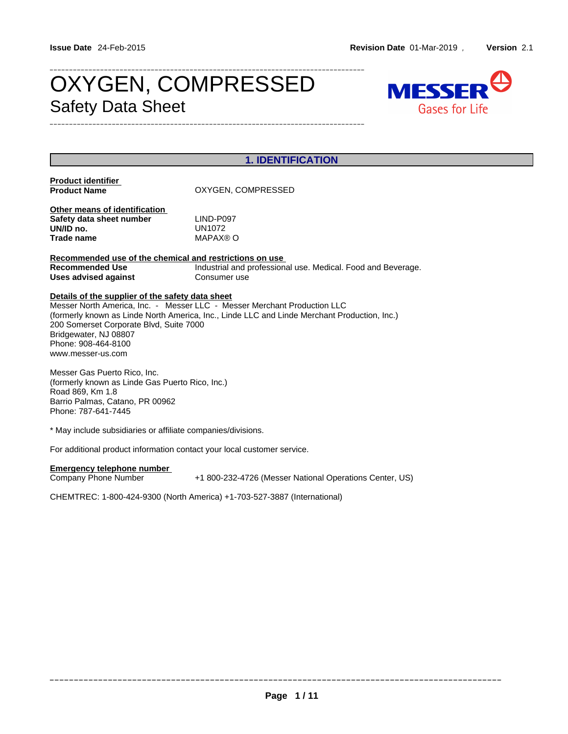**Issue Date** 24-Feb-2015 **Revision Date** 01-Mar-2019 , **Version** 2.1

# OXYGEN, COMPRESSED

## Safety Data Sheet

## 1. IDENTIFICATION

**Product identifier**

| | |
|---|---|
| **Product Name** | OXYGEN, COMPRESSED |

**Other means of identification**

| | |
|---|---|
| **Safety data sheet number** | LIND-P097 |
| **UN/ID no.** | UN1072 |
| **Trade name** | MAPAX® O |

**Recommended use of the chemical and restrictions on use**

| | |
|---|---|
| **Recommended Use** | Industrial and professional use. Medical. Food and Beverage. |
| **Uses advised against** | Consumer use |

**Details of the supplier of the safety data sheet**

Messer North America, Inc. - Messer LLC - Messer Merchant Production LLC
(formerly known as Linde North America, Inc., Linde LLC and Linde Merchant Production, Inc.)
200 Somerset Corporate Blvd, Suite 7000
Bridgewater, NJ 08807
Phone: 908-464-8100
www.messer-us.com

Messer Gas Puerto Rico, Inc.
(formerly known as Linde Gas Puerto Rico, Inc.)
Road 869, Km 1.8
Barrio Palmas, Catano, PR 00962
Phone: 787-641-7445

* May include subsidiaries or affiliate companies/divisions.

For additional product information contact your local customer service.

**Emergency telephone number**

| | |
|---|---|
| Company Phone Number | +1 800-232-4726 (Messer National Operations Center, US) |

CHEMTREC: 1-800-424-9300 (North America) +1-703-527-3887 (International)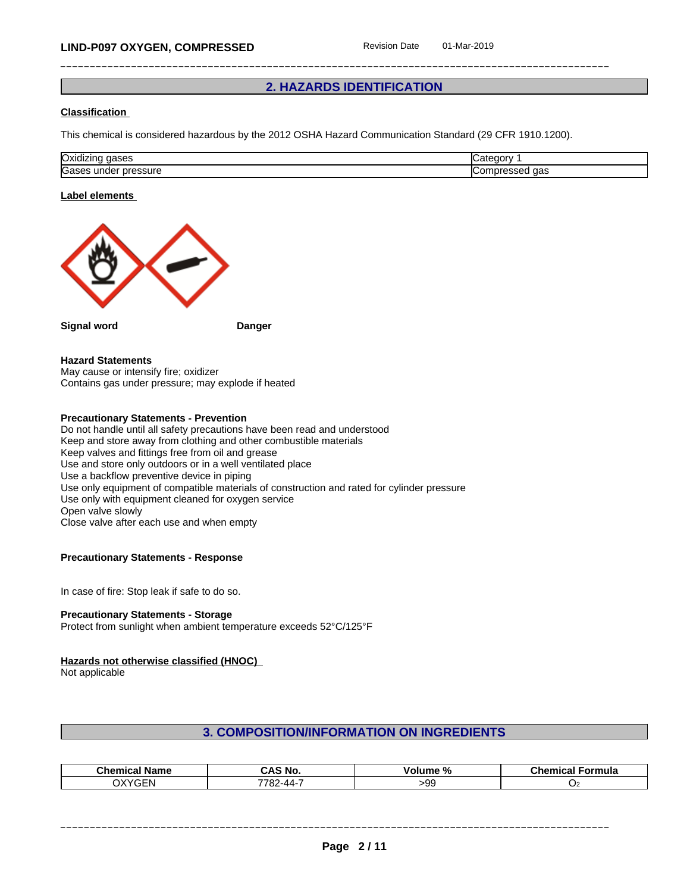## 2. HAZARDS IDENTIFICATION

**Classification**

This chemical is considered hazardous by the 2012 OSHA Hazard Communication Standard (29 CFR 1910.1200).

| Oxidizing gases | Category 1 |
|---|---|
| Gases under pressure | Compressed gas |

**Label elements**

**Signal word** **Danger**

**Hazard Statements**
May cause or intensify fire; oxidizer
Contains gas under pressure; may explode if heated

**Precautionary Statements - Prevention**
Do not handle until all safety precautions have been read and understood
Keep and store away from clothing and other combustible materials
Keep valves and fittings free from oil and grease
Use and store only outdoors or in a well ventilated place
Use a backflow preventive device in piping
Use only equipment of compatible materials of construction and rated for cylinder pressure
Use only with equipment cleaned for oxygen service
Open valve slowly
Close valve after each use and when empty

**Precautionary Statements - Response**

In case of fire: Stop leak if safe to do so.

**Precautionary Statements - Storage**
Protect from sunlight when ambient temperature exceeds 52°C/125°F

**Hazards not otherwise classified (HNOC)**
Not applicable

## 3. COMPOSITION/INFORMATION ON INGREDIENTS

| Chemical Name | CAS No. | Volume % | Chemical Formula |
|---|---|---|---|
| OXYGEN | 7782-44-7 | >99 | $O_2$ |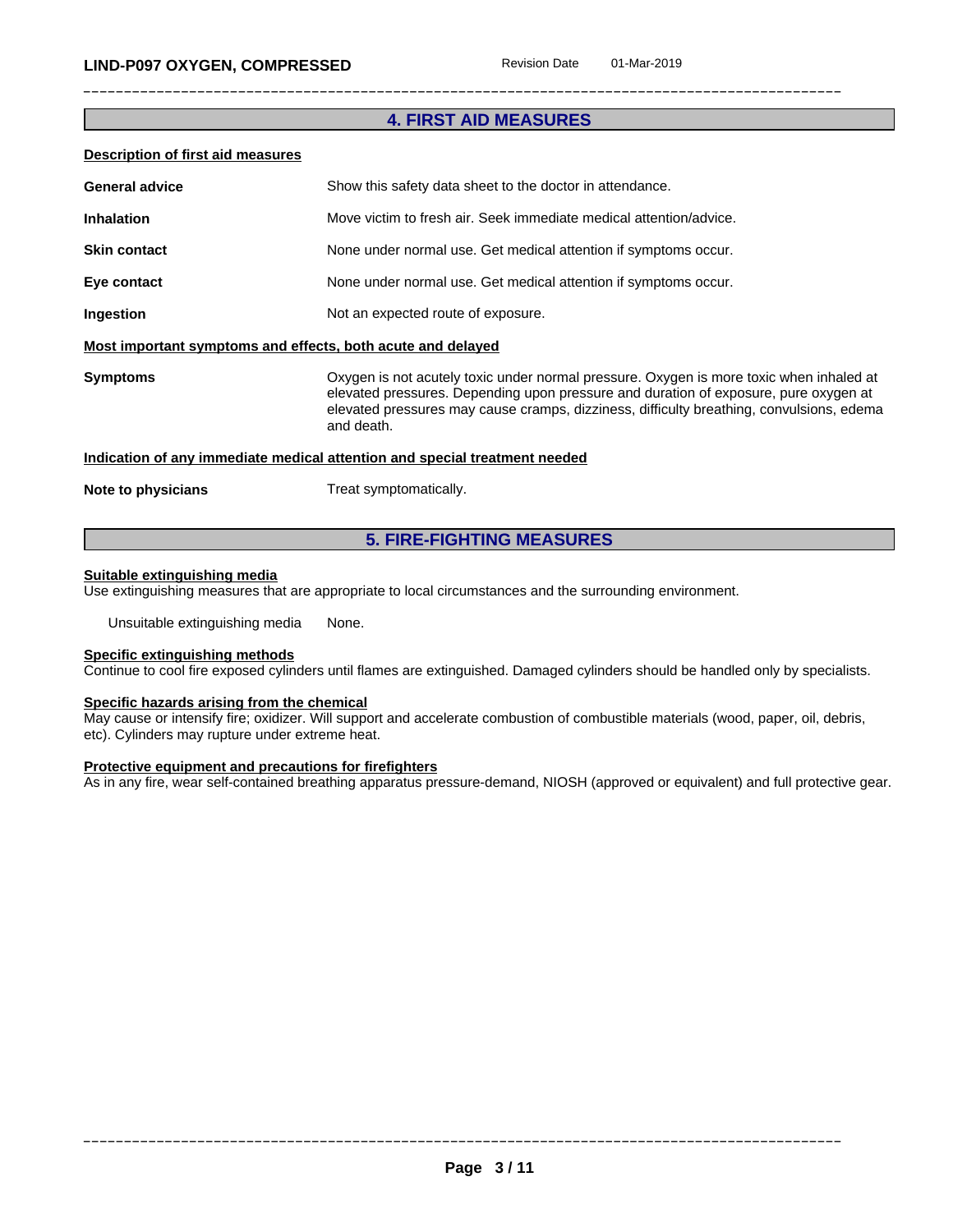## 4. FIRST AID MEASURES

### Description of first aid measures

| | |
|---|---|
| **General advice** | Show this safety data sheet to the doctor in attendance. |
| **Inhalation** | Move victim to fresh air. Seek immediate medical attention/advice. |
| **Skin contact** | None under normal use. Get medical attention if symptoms occur. |
| **Eye contact** | None under normal use. Get medical attention if symptoms occur. |
| **Ingestion** | Not an expected route of exposure. |

### Most important symptoms and effects, both acute and delayed

| | |
|---|---|
| **Symptoms** | Oxygen is not acutely toxic under normal pressure. Oxygen is more toxic when inhaled at elevated pressures. Depending upon pressure and duration of exposure, pure oxygen at elevated pressures may cause cramps, dizziness, difficulty breathing, convulsions, edema and death. |

### Indication of any immediate medical attention and special treatment needed

| | |
|---|---|
| **Note to physicians** | Treat symptomatically. |

## 5. FIRE-FIGHTING MEASURES

### Suitable extinguishing media

Use extinguishing measures that are appropriate to local circumstances and the surrounding environment.

Unsuitable extinguishing media None.

### Specific extinguishing methods

Continue to cool fire exposed cylinders until flames are extinguished. Damaged cylinders should be handled only by specialists.

### Specific hazards arising from the chemical

May cause or intensify fire; oxidizer. Will support and accelerate combustion of combustible materials (wood, paper, oil, debris, etc). Cylinders may rupture under extreme heat.

### Protective equipment and precautions for firefighters

As in any fire, wear self-contained breathing apparatus pressure-demand, NIOSH (approved or equivalent) and full protective gear.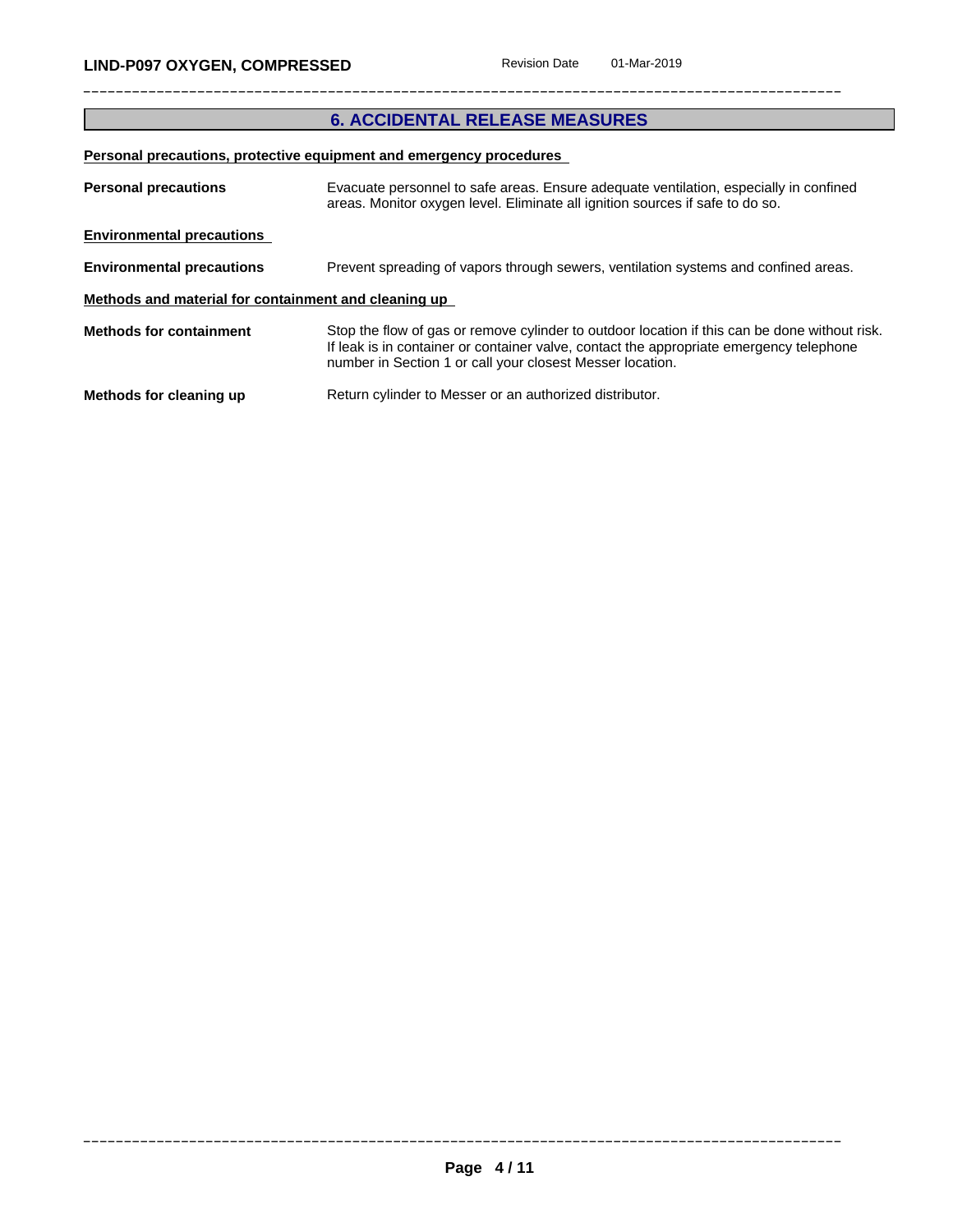## 6. ACCIDENTAL RELEASE MEASURES

**Personal precautions, protective equipment and emergency procedures**

**Personal precautions** Evacuate personnel to safe areas. Ensure adequate ventilation, especially in confined areas. Monitor oxygen level. Eliminate all ignition sources if safe to do so.

**Environmental precautions**

**Environmental precautions** Prevent spreading of vapors through sewers, ventilation systems and confined areas.

**Methods and material for containment and cleaning up**

**Methods for containment** Stop the flow of gas or remove cylinder to outdoor location if this can be done without risk. If leak is in container or container valve, contact the appropriate emergency telephone number in Section 1 or call your closest Messer location.

**Methods for cleaning up** Return cylinder to Messer or an authorized distributor.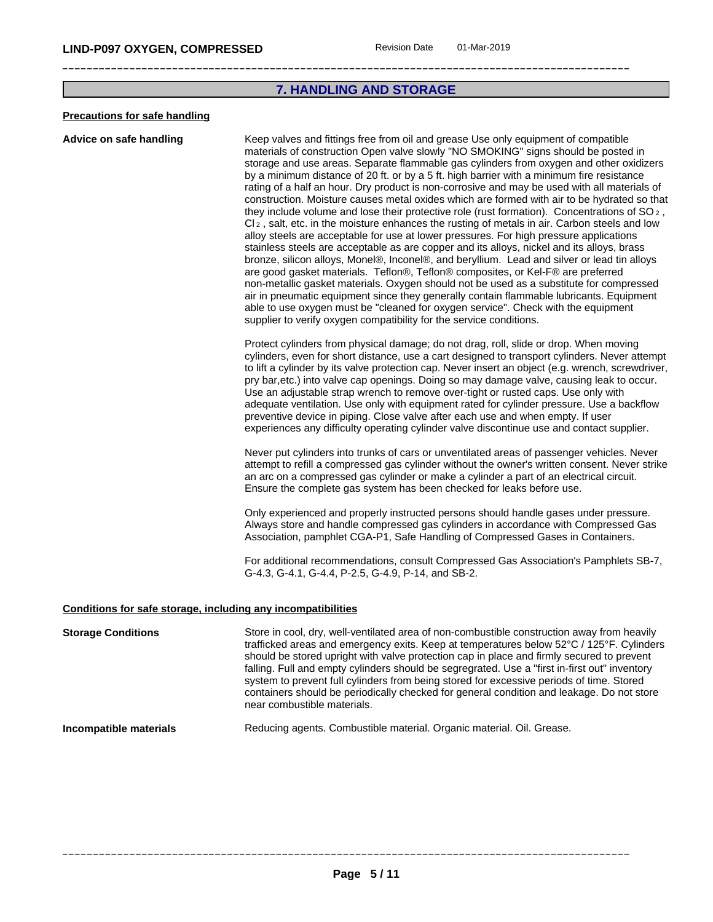## 7. HANDLING AND STORAGE

### Precautions for safe handling

**Advice on safe handling**

Keep valves and fittings free from oil and grease Use only equipment of compatible materials of construction Open valve slowly "NO SMOKING" signs should be posted in storage and use areas. Separate flammable gas cylinders from oxygen and other oxidizers by a minimum distance of 20 ft. or by a 5 ft. high barrier with a minimum fire resistance rating of a half an hour. Dry product is non-corrosive and may be used with all materials of construction. Moisture causes metal oxides which are formed with air to be hydrated so that they include volume and lose their protective role (rust formation). Concentrations of $SO_2$, $Cl_2$, salt, etc. in the moisture enhances the rusting of metals in air. Carbon steels and low alloy steels are acceptable for use at lower pressures. For high pressure applications stainless steels are acceptable as are copper and its alloys, nickel and its alloys, brass bronze, silicon alloys, Monel®, Inconel®, and beryllium. Lead and silver or lead tin alloys are good gasket materials. Teflon®, Teflon® composites, or Kel-F® are preferred non-metallic gasket materials. Oxygen should not be used as a substitute for compressed air in pneumatic equipment since they generally contain flammable lubricants. Equipment able to use oxygen must be "cleaned for oxygen service". Check with the equipment supplier to verify oxygen compatibility for the service conditions.

Protect cylinders from physical damage; do not drag, roll, slide or drop. When moving cylinders, even for short distance, use a cart designed to transport cylinders. Never attempt to lift a cylinder by its valve protection cap. Never insert an object (e.g. wrench, screwdriver, pry bar,etc.) into valve cap openings. Doing so may damage valve, causing leak to occur. Use an adjustable strap wrench to remove over-tight or rusted caps. Use only with adequate ventilation. Use only with equipment rated for cylinder pressure. Use a backflow preventive device in piping. Close valve after each use and when empty. If user experiences any difficulty operating cylinder valve discontinue use and contact supplier.

Never put cylinders into trunks of cars or unventilated areas of passenger vehicles. Never attempt to refill a compressed gas cylinder without the owner's written consent. Never strike an arc on a compressed gas cylinder or make a cylinder a part of an electrical circuit. Ensure the complete gas system has been checked for leaks before use.

Only experienced and properly instructed persons should handle gases under pressure. Always store and handle compressed gas cylinders in accordance with Compressed Gas Association, pamphlet CGA-P1, Safe Handling of Compressed Gases in Containers.

For additional recommendations, consult Compressed Gas Association's Pamphlets SB-7, G-4.3, G-4.1, G-4.4, P-2.5, G-4.9, P-14, and SB-2.

### Conditions for safe storage, including any incompatibilities

**Storage Conditions**

Store in cool, dry, well-ventilated area of non-combustible construction away from heavily trafficked areas and emergency exits. Keep at temperatures below 52°C / 125°F. Cylinders should be stored upright with valve protection cap in place and firmly secured to prevent falling. Full and empty cylinders should be segregated. Use a "first in-first out" inventory system to prevent full cylinders from being stored for excessive periods of time. Stored containers should be periodically checked for general condition and leakage. Do not store near combustible materials.

**Incompatible materials**

Reducing agents. Combustible material. Organic material. Oil. Grease.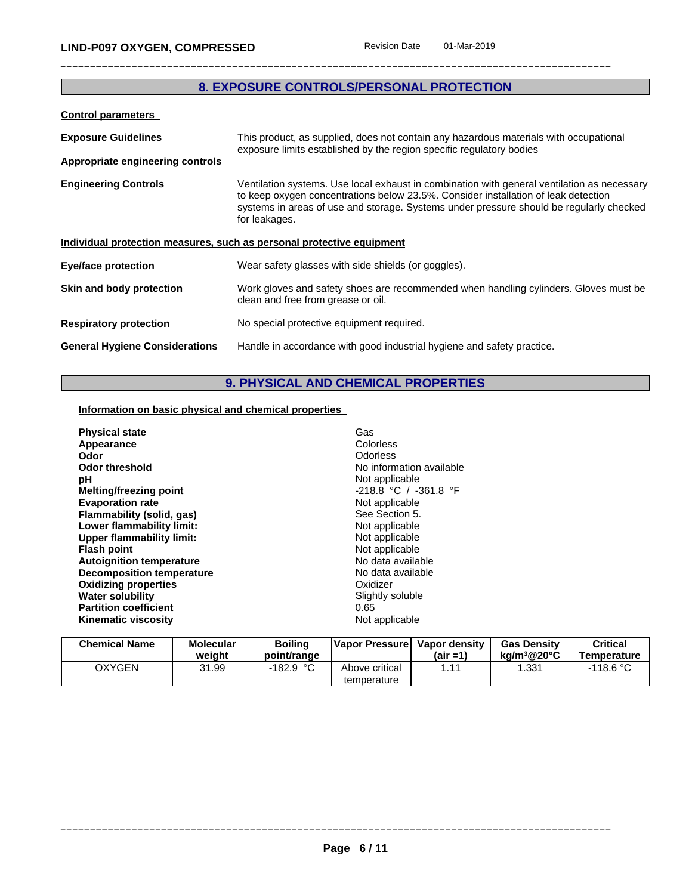## 8. EXPOSURE CONTROLS/PERSONAL PROTECTION

**Control parameters**

**Exposure Guidelines** — This product, as supplied, does not contain any hazardous materials with occupational exposure limits established by the region specific regulatory bodies

**Appropriate engineering controls**

**Engineering Controls** — Ventilation systems. Use local exhaust in combination with general ventilation as necessary to keep oxygen concentrations below 23.5%. Consider installation of leak detection systems in areas of use and storage. Systems under pressure should be regularly checked for leakages.

**Individual protection measures, such as personal protective equipment**

**Eye/face protection** — Wear safety glasses with side shields (or goggles).

**Skin and body protection** — Work gloves and safety shoes are recommended when handling cylinders. Gloves must be clean and free from grease or oil.

**Respiratory protection** — No special protective equipment required.

**General Hygiene Considerations** — Handle in accordance with good industrial hygiene and safety practice.

## 9. PHYSICAL AND CHEMICAL PROPERTIES

**Information on basic physical and chemical properties**

| | |
|---|---|
| **Physical state** | Gas |
| **Appearance** | Colorless |
| **Odor** | Odorless |
| **Odor threshold** | No information available |
| **pH** | Not applicable |
| **Melting/freezing point** | -218.8 °C / -361.8 °F |
| **Evaporation rate** | Not applicable |
| **Flammability (solid, gas)** | See Section 5. |
| **Lower flammability limit:** | Not applicable |
| **Upper flammability limit:** | Not applicable |
| **Flash point** | Not applicable |
| **Autoignition temperature** | No data available |
| **Decomposition temperature** | No data available |
| **Oxidizing properties** | Oxidizer |
| **Water solubility** | Slightly soluble |
| **Partition coefficient** | 0.65 |
| **Kinematic viscosity** | Not applicable |

| Chemical Name | Molecular weight | Boiling point/range | Vapor Pressure | Vapor density (air =1) | Gas Density kg/m³@20°C | Critical Temperature |
|---|---|---|---|---|---|---|
| OXYGEN | 31.99 | -182.9 °C | Above critical temperature | 1.11 | 1.331 | -118.6 °C |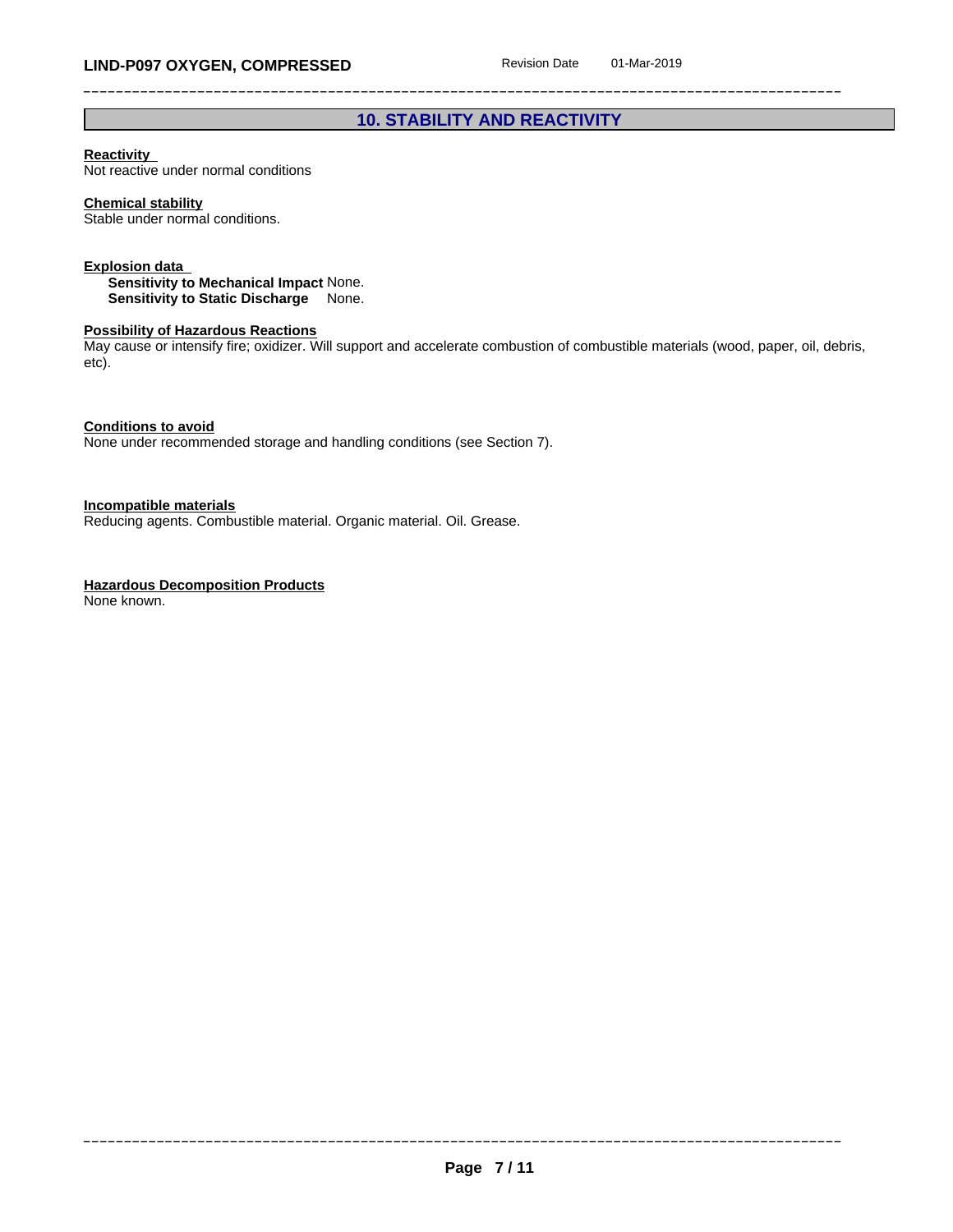## 10. STABILITY AND REACTIVITY

**Reactivity**
Not reactive under normal conditions

**Chemical stability**
Stable under normal conditions.

**Explosion data**
**Sensitivity to Mechanical Impact** None.
**Sensitivity to Static Discharge** None.

**Possibility of Hazardous Reactions**
May cause or intensify fire; oxidizer. Will support and accelerate combustion of combustible materials (wood, paper, oil, debris, etc).

**Conditions to avoid**
None under recommended storage and handling conditions (see Section 7).

**Incompatible materials**
Reducing agents. Combustible material. Organic material. Oil. Grease.

**Hazardous Decomposition Products**
None known.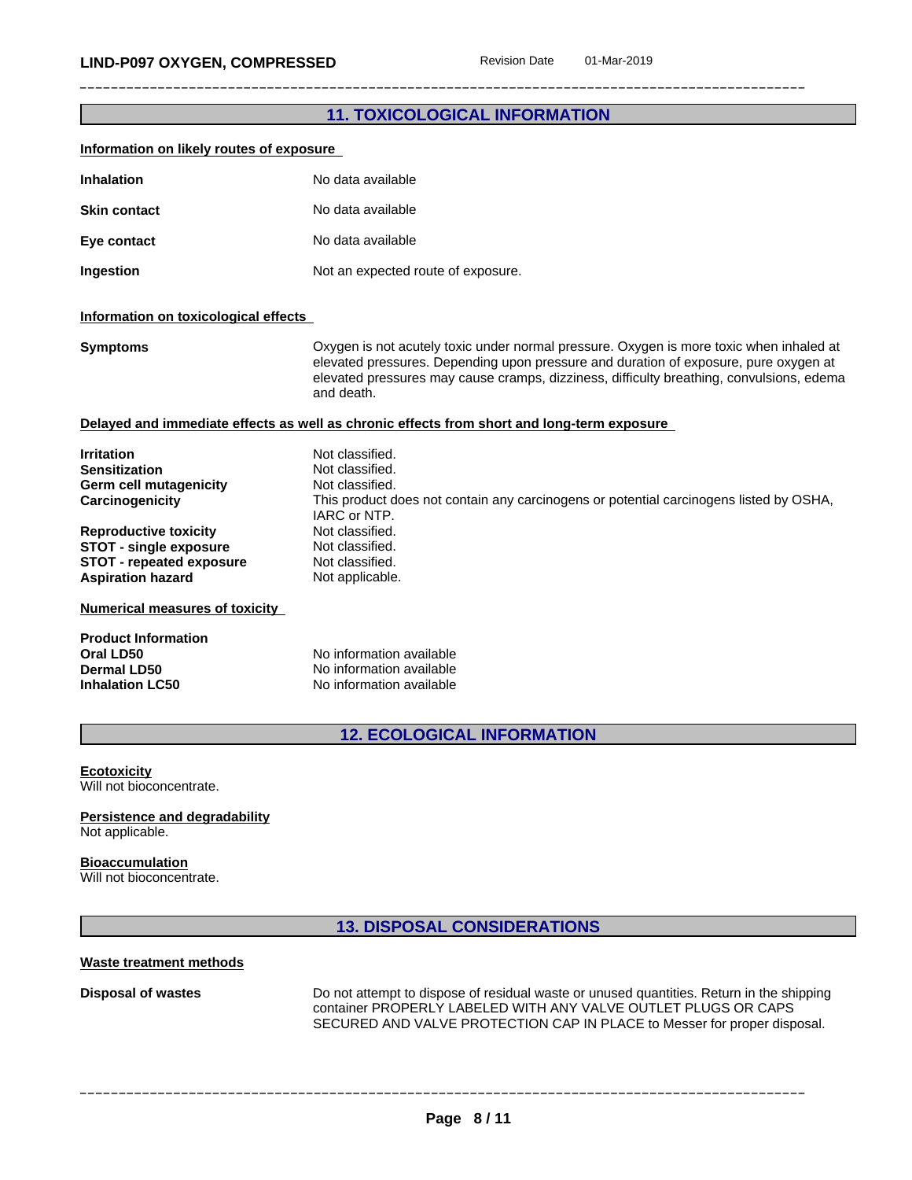## 11. TOXICOLOGICAL INFORMATION

### Information on likely routes of exposure

| | |
|---|---|
| **Inhalation** | No data available |
| **Skin contact** | No data available |
| **Eye contact** | No data available |
| **Ingestion** | Not an expected route of exposure. |

### Information on toxicological effects

| | |
|---|---|
| **Symptoms** | Oxygen is not acutely toxic under normal pressure. Oxygen is more toxic when inhaled at elevated pressures. Depending upon pressure and duration of exposure, pure oxygen at elevated pressures may cause cramps, dizziness, difficulty breathing, convulsions, edema and death. |

### Delayed and immediate effects as well as chronic effects from short and long-term exposure

| | |
|---|---|
| **Irritation** | Not classified. |
| **Sensitization** | Not classified. |
| **Germ cell mutagenicity** | Not classified. |
| **Carcinogenicity** | This product does not contain any carcinogens or potential carcinogens listed by OSHA, IARC or NTP. |
| **Reproductive toxicity** | Not classified. |
| **STOT - single exposure** | Not classified. |
| **STOT - repeated exposure** | Not classified. |
| **Aspiration hazard** | Not applicable. |

### Numerical measures of toxicity

**Product Information**

| | |
|---|---|
| **Oral LD50** | No information available |
| **Dermal LD50** | No information available |
| **Inhalation LC50** | No information available |

## 12. ECOLOGICAL INFORMATION

### Ecotoxicity
Will not bioconcentrate.

### Persistence and degradability
Not applicable.

### Bioaccumulation
Will not bioconcentrate.

## 13. DISPOSAL CONSIDERATIONS

### Waste treatment methods

| | |
|---|---|
| **Disposal of wastes** | Do not attempt to dispose of residual waste or unused quantities. Return in the shipping container PROPERLY LABELED WITH ANY VALVE OUTLET PLUGS OR CAPS SECURED AND VALVE PROTECTION CAP IN PLACE to Messer for proper disposal. |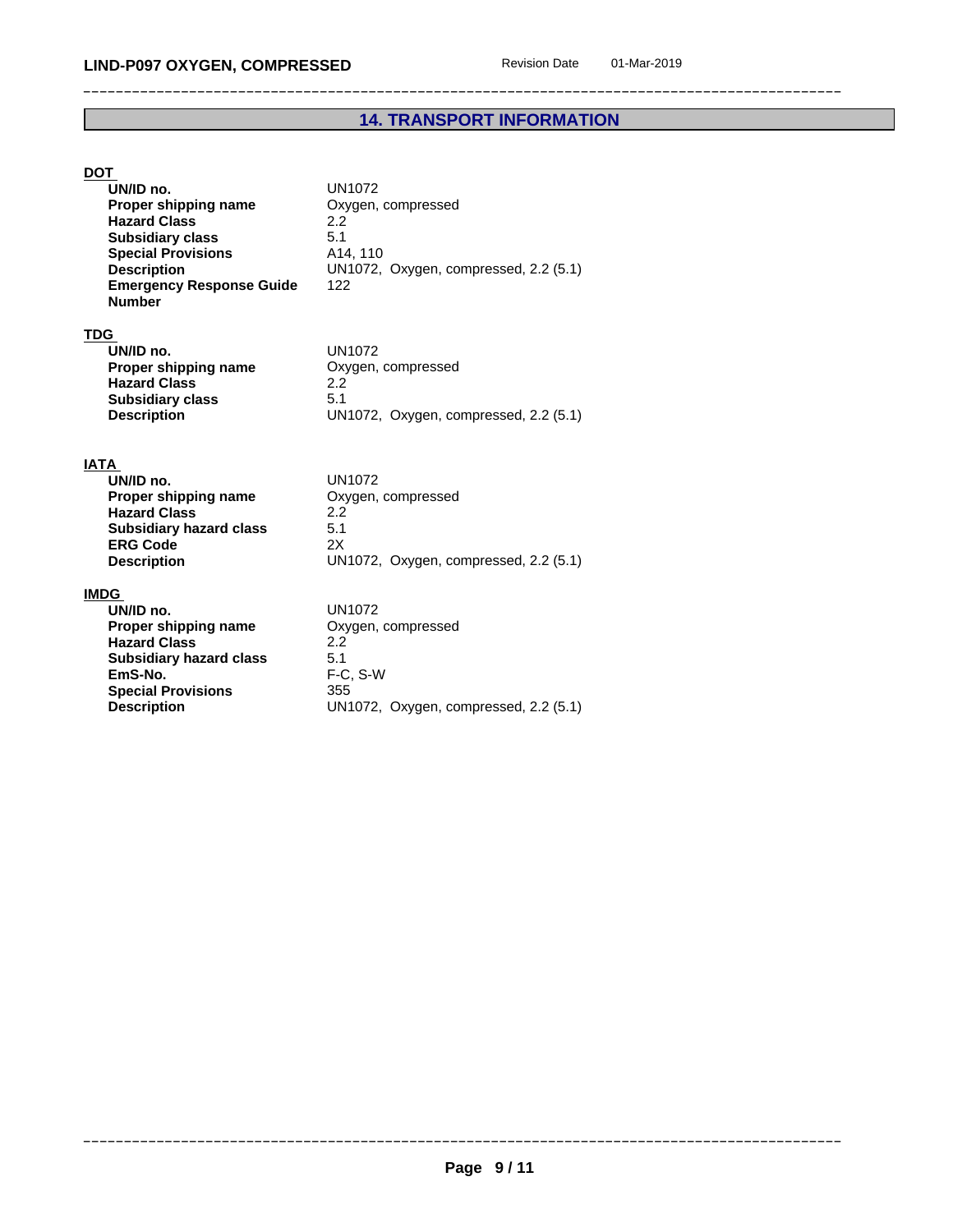## 14. TRANSPORT INFORMATION

**DOT**

| | |
|---|---|
| **UN/ID no.** | UN1072 |
| **Proper shipping name** | Oxygen, compressed |
| **Hazard Class** | 2.2 |
| **Subsidiary class** | 5.1 |
| **Special Provisions** | A14, 110 |
| **Description** | UN1072, Oxygen, compressed, 2.2 (5.1) |
| **Emergency Response Guide Number** | 122 |

**TDG**

| | |
|---|---|
| **UN/ID no.** | UN1072 |
| **Proper shipping name** | Oxygen, compressed |
| **Hazard Class** | 2.2 |
| **Subsidiary class** | 5.1 |
| **Description** | UN1072, Oxygen, compressed, 2.2 (5.1) |

**IATA**

| | |
|---|---|
| **UN/ID no.** | UN1072 |
| **Proper shipping name** | Oxygen, compressed |
| **Hazard Class** | 2.2 |
| **Subsidiary hazard class** | 5.1 |
| **ERG Code** | 2X |
| **Description** | UN1072, Oxygen, compressed, 2.2 (5.1) |

**IMDG**

| | |
|---|---|
| **UN/ID no.** | UN1072 |
| **Proper shipping name** | Oxygen, compressed |
| **Hazard Class** | 2.2 |
| **Subsidiary hazard class** | 5.1 |
| **EmS-No.** | F-C, S-W |
| **Special Provisions** | 355 |
| **Description** | UN1072, Oxygen, compressed, 2.2 (5.1) |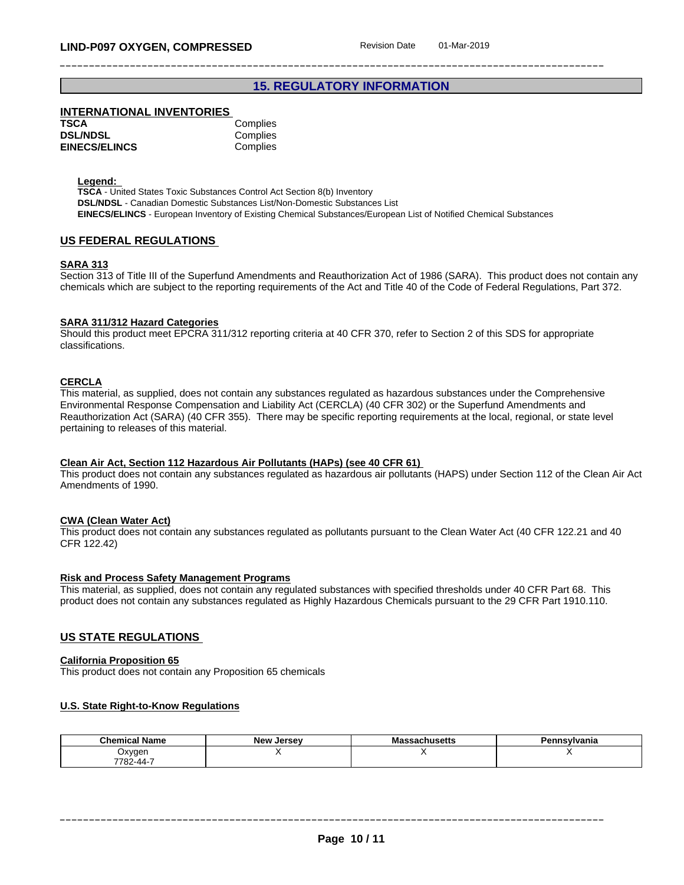## 15. REGULATORY INFORMATION

### INTERNATIONAL INVENTORIES

| | |
|---|---|
| **TSCA** | Complies |
| **DSL/NDSL** | Complies |
| **EINECS/ELINCS** | Complies |

**Legend:**
**TSCA** - United States Toxic Substances Control Act Section 8(b) Inventory
**DSL/NDSL** - Canadian Domestic Substances List/Non-Domestic Substances List
**EINECS/ELINCS** - European Inventory of Existing Chemical Substances/European List of Notified Chemical Substances

### US FEDERAL REGULATIONS

**SARA 313**
Section 313 of Title III of the Superfund Amendments and Reauthorization Act of 1986 (SARA). This product does not contain any chemicals which are subject to the reporting requirements of the Act and Title 40 of the Code of Federal Regulations, Part 372.

**SARA 311/312 Hazard Categories**
Should this product meet EPCRA 311/312 reporting criteria at 40 CFR 370, refer to Section 2 of this SDS for appropriate classifications.

**CERCLA**
This material, as supplied, does not contain any substances regulated as hazardous substances under the Comprehensive Environmental Response Compensation and Liability Act (CERCLA) (40 CFR 302) or the Superfund Amendments and Reauthorization Act (SARA) (40 CFR 355). There may be specific reporting requirements at the local, regional, or state level pertaining to releases of this material.

**Clean Air Act, Section 112 Hazardous Air Pollutants (HAPs) (see 40 CFR 61)**
This product does not contain any substances regulated as hazardous air pollutants (HAPS) under Section 112 of the Clean Air Act Amendments of 1990.

**CWA (Clean Water Act)**
This product does not contain any substances regulated as pollutants pursuant to the Clean Water Act (40 CFR 122.21 and 40 CFR 122.42)

**Risk and Process Safety Management Programs**
This material, as supplied, does not contain any regulated substances with specified thresholds under 40 CFR Part 68. This product does not contain any substances regulated as Highly Hazardous Chemicals pursuant to the 29 CFR Part 1910.110.

### US STATE REGULATIONS

**California Proposition 65**
This product does not contain any Proposition 65 chemicals

**U.S. State Right-to-Know Regulations**

| Chemical Name | New Jersey | Massachusetts | Pennsylvania |
|---|---|---|---|
| Oxygen<br>7782-44-7 | X | X | X |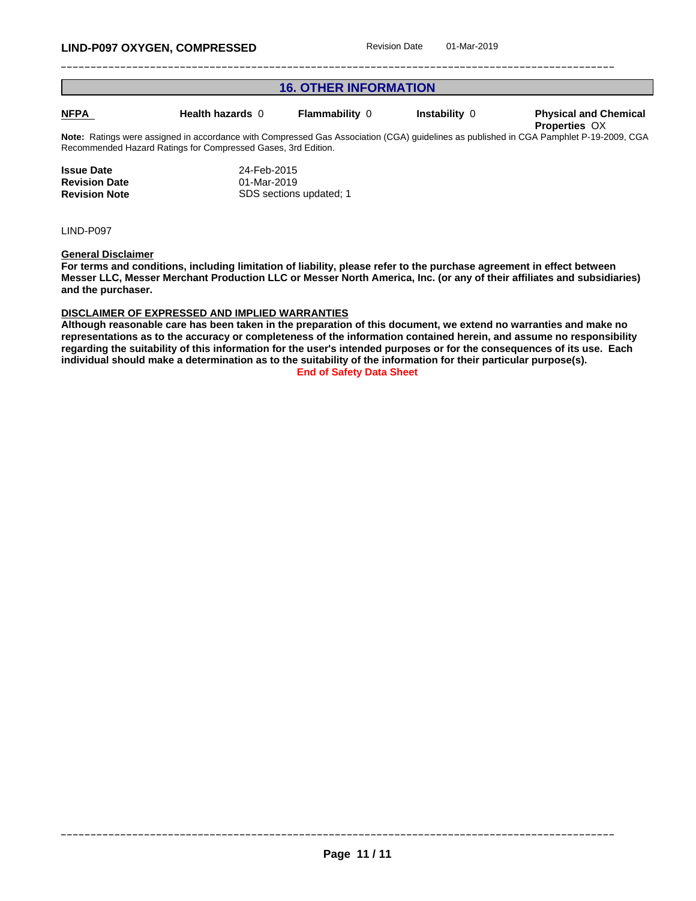## 16. OTHER INFORMATION

| **NFPA** | **Health hazards** 0 | **Flammability** 0 | **Instability** 0 | **Physical and Chemical Properties** OX |
|---|---|---|---|---|

**Note:** Ratings were assigned in accordance with Compressed Gas Association (CGA) guidelines as published in CGA Pamphlet P-19-2009, CGA Recommended Hazard Ratings for Compressed Gases, 3rd Edition.

| | |
|---|---|
| **Issue Date** | 24-Feb-2015 |
| **Revision Date** | 01-Mar-2019 |
| **Revision Note** | SDS sections updated; 1 |

LIND-P097

**General Disclaimer**

**For terms and conditions, including limitation of liability, please refer to the purchase agreement in effect between Messer LLC, Messer Merchant Production LLC or Messer North America, Inc. (or any of their affiliates and subsidiaries) and the purchaser.**

**DISCLAIMER OF EXPRESSED AND IMPLIED WARRANTIES**

**Although reasonable care has been taken in the preparation of this document, we extend no warranties and make no representations as to the accuracy or completeness of the information contained herein, and assume no responsibility regarding the suitability of this information for the user's intended purposes or for the consequences of its use. Each individual should make a determination as to the suitability of the information for their particular purpose(s).**

**End of Safety Data Sheet**